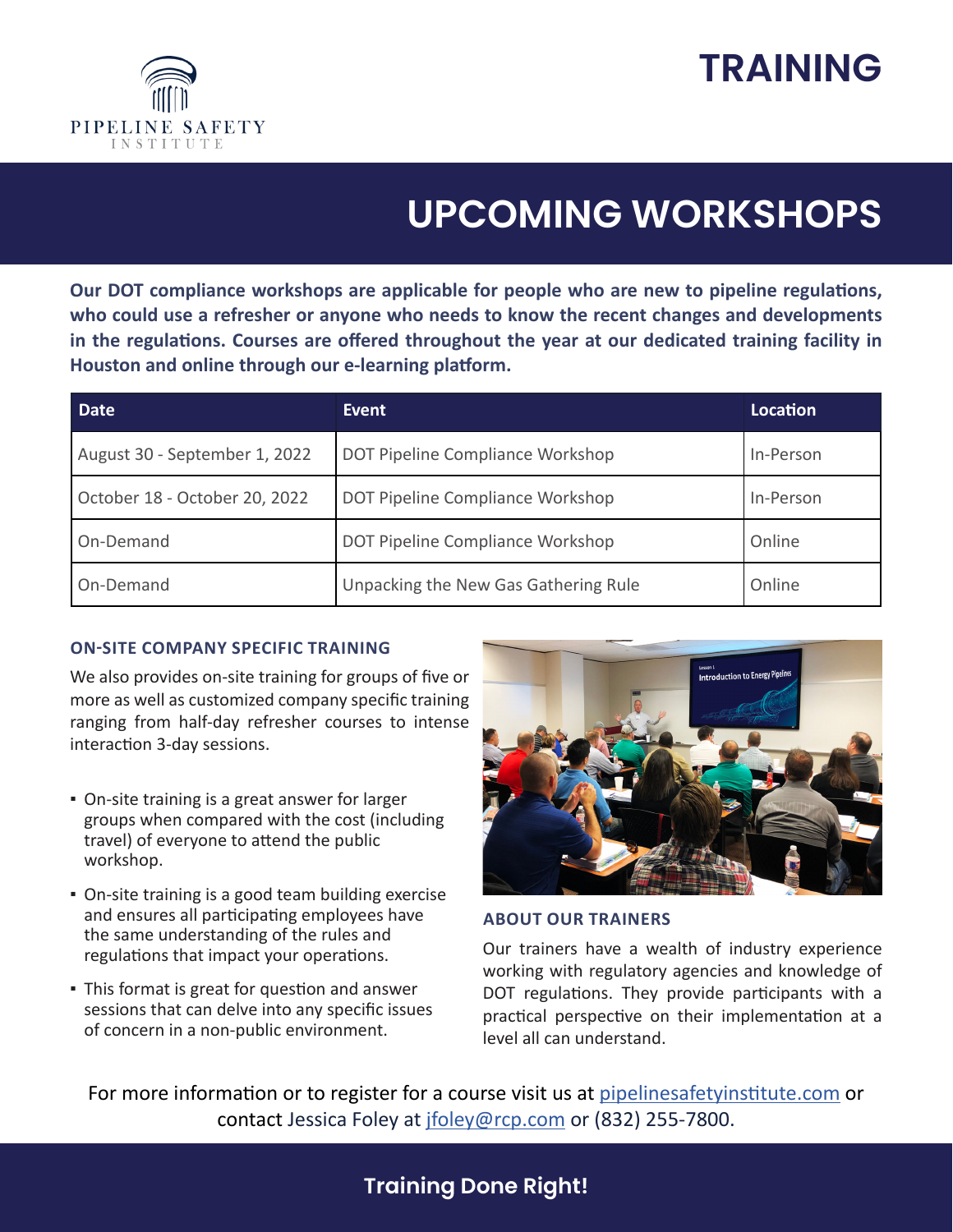PIPELINE SAFETY INSTITUTE

# TRAINING

## UPCOMING WORKSHOPS

**Our DOT compliance workshops are applicable for people who are new to pipeline regulations, who could use a refresher or anyone who needs to know the recent changes and developments in the regulations. Courses are offered throughout the year at our dedicated training facility in Houston and online through our e-learning platform.**

| Date | Event | Location |
|---|---|---|
| August 30 - September 1, 2022 | DOT Pipeline Compliance Workshop | In-Person |
| October 18 - October 20, 2022 | DOT Pipeline Compliance Workshop | In-Person |
| On-Demand | DOT Pipeline Compliance Workshop | Online |
| On-Demand | Unpacking the New Gas Gathering Rule | Online |

### ON-SITE COMPANY SPECIFIC TRAINING

We also provides on-site training for groups of five or more as well as customized company specific training ranging from half-day refresher courses to intense interaction 3-day sessions.

- On-site training is a great answer for larger groups when compared with the cost (including travel) of everyone to attend the public workshop.
- On-site training is a good team building exercise and ensures all participating employees have the same understanding of the rules and regulations that impact your operations.
- This format is great for question and answer sessions that can delve into any specific issues of concern in a non-public environment.

### ABOUT OUR TRAINERS

Our trainers have a wealth of industry experience working with regulatory agencies and knowledge of DOT regulations. They provide participants with a practical perspective on their implementation at a level all can understand.

For more information or to register for a course visit us at pipelinesafetyinstitute.com or contact Jessica Foley at jfoley@rcp.com or (832) 255-7800.

**Training Done Right!**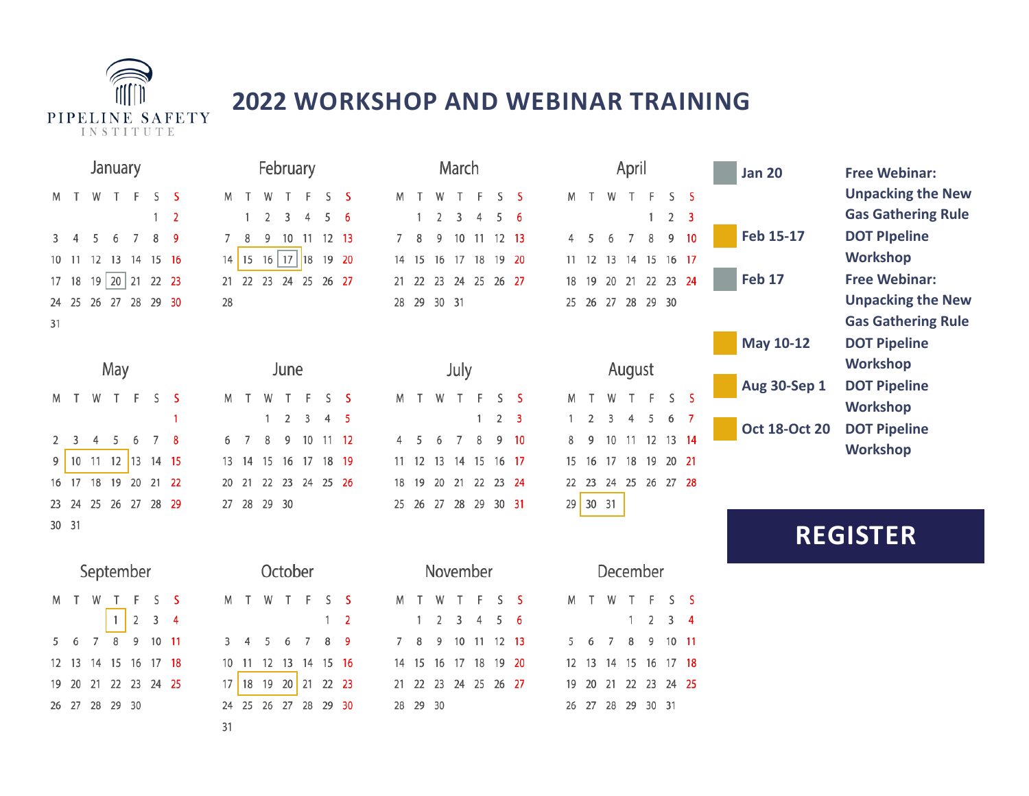PIPELINE SAFETY INSTITUTE

# 2022 WORKSHOP AND WEBINAR TRAINING

| Date | Event |
|---|---|
| Jan 20 | Free Webinar: Unpacking the New Gas Gathering Rule |
| Feb 15-17 | DOT PIpeline Workshop |
| Feb 17 | Free Webinar: Unpacking the New Gas Gathering Rule |
| May 10-12 | DOT Pipeline Workshop |
| Aug 30-Sep 1 | DOT Pipeline Workshop |
| Oct 18-Oct 20 | DOT Pipeline Workshop |

**REGISTER**

## January

| M | T | W | T | F | S | S |
|---|---|---|---|---|---|---|
| | | | | | 1 | 2 |
| 3 | 4 | 5 | 6 | 7 | 8 | 9 |
| 10 | 11 | 12 | 13 | 14 | 15 | 16 |
| 17 | 18 | 19 | 20 | 21 | 22 | 23 |
| 24 | 25 | 26 | 27 | 28 | 29 | 30 |
| 31 | | | | | | |

## February

| M | T | W | T | F | S | S |
|---|---|---|---|---|---|---|
| | 1 | 2 | 3 | 4 | 5 | 6 |
| 7 | 8 | 9 | 10 | 11 | 12 | 13 |
| 14 | 15 | 16 | 17 | 18 | 19 | 20 |
| 21 | 22 | 23 | 24 | 25 | 26 | 27 |
| 28 | | | | | | |

## March

| M | T | W | T | F | S | S |
|---|---|---|---|---|---|---|
| | 1 | 2 | 3 | 4 | 5 | 6 |
| 7 | 8 | 9 | 10 | 11 | 12 | 13 |
| 14 | 15 | 16 | 17 | 18 | 19 | 20 |
| 21 | 22 | 23 | 24 | 25 | 26 | 27 |
| 28 | 29 | 30 | 31 | | | |

## April

| M | T | W | T | F | S | S |
|---|---|---|---|---|---|---|
| | | | | 1 | 2 | 3 |
| 4 | 5 | 6 | 7 | 8 | 9 | 10 |
| 11 | 12 | 13 | 14 | 15 | 16 | 17 |
| 18 | 19 | 20 | 21 | 22 | 23 | 24 |
| 25 | 26 | 27 | 28 | 29 | 30 | |

## May

| M | T | W | T | F | S | S |
|---|---|---|---|---|---|---|
| | | | | | | 1 |
| 2 | 3 | 4 | 5 | 6 | 7 | 8 |
| 9 | 10 | 11 | 12 | 13 | 14 | 15 |
| 16 | 17 | 18 | 19 | 20 | 21 | 22 |
| 23 | 24 | 25 | 26 | 27 | 28 | 29 |
| 30 | 31 | | | | | |

## June

| M | T | W | T | F | S | S |
|---|---|---|---|---|---|---|
| | | 1 | 2 | 3 | 4 | 5 |
| 6 | 7 | 8 | 9 | 10 | 11 | 12 |
| 13 | 14 | 15 | 16 | 17 | 18 | 19 |
| 20 | 21 | 22 | 23 | 24 | 25 | 26 |
| 27 | 28 | 29 | 30 | | | |

## July

| M | T | W | T | F | S | S |
|---|---|---|---|---|---|---|
| | | | | 1 | 2 | 3 |
| 4 | 5 | 6 | 7 | 8 | 9 | 10 |
| 11 | 12 | 13 | 14 | 15 | 16 | 17 |
| 18 | 19 | 20 | 21 | 22 | 23 | 24 |
| 25 | 26 | 27 | 28 | 29 | 30 | 31 |

## August

| M | T | W | T | F | S | S |
|---|---|---|---|---|---|---|
| 1 | 2 | 3 | 4 | 5 | 6 | 7 |
| 8 | 9 | 10 | 11 | 12 | 13 | 14 |
| 15 | 16 | 17 | 18 | 19 | 20 | 21 |
| 22 | 23 | 24 | 25 | 26 | 27 | 28 |
| 29 | 30 | 31 | | | | |

## September

| M | T | W | T | F | S | S |
|---|---|---|---|---|---|---|
| | | | 1 | 2 | 3 | 4 |
| 5 | 6 | 7 | 8 | 9 | 10 | 11 |
| 12 | 13 | 14 | 15 | 16 | 17 | 18 |
| 19 | 20 | 21 | 22 | 23 | 24 | 25 |
| 26 | 27 | 28 | 29 | 30 | | |

## October

| M | T | W | T | F | S | S |
|---|---|---|---|---|---|---|
| | | | | | 1 | 2 |
| 3 | 4 | 5 | 6 | 7 | 8 | 9 |
| 10 | 11 | 12 | 13 | 14 | 15 | 16 |
| 17 | 18 | 19 | 20 | 21 | 22 | 23 |
| 24 | 25 | 26 | 27 | 28 | 29 | 30 |
| 31 | | | | | | |

## November

| M | T | W | T | F | S | S |
|---|---|---|---|---|---|---|
| | 1 | 2 | 3 | 4 | 5 | 6 |
| 7 | 8 | 9 | 10 | 11 | 12 | 13 |
| 14 | 15 | 16 | 17 | 18 | 19 | 20 |
| 21 | 22 | 23 | 24 | 25 | 26 | 27 |
| 28 | 29 | 30 | | | | |

## December

| M | T | W | T | F | S | S |
|---|---|---|---|---|---|---|
| | | | 1 | 2 | 3 | 4 |
| 5 | 6 | 7 | 8 | 9 | 10 | 11 |
| 12 | 13 | 14 | 15 | 16 | 17 | 18 |
| 19 | 20 | 21 | 22 | 23 | 24 | 25 |
| 26 | 27 | 28 | 29 | 30 | 31 | |